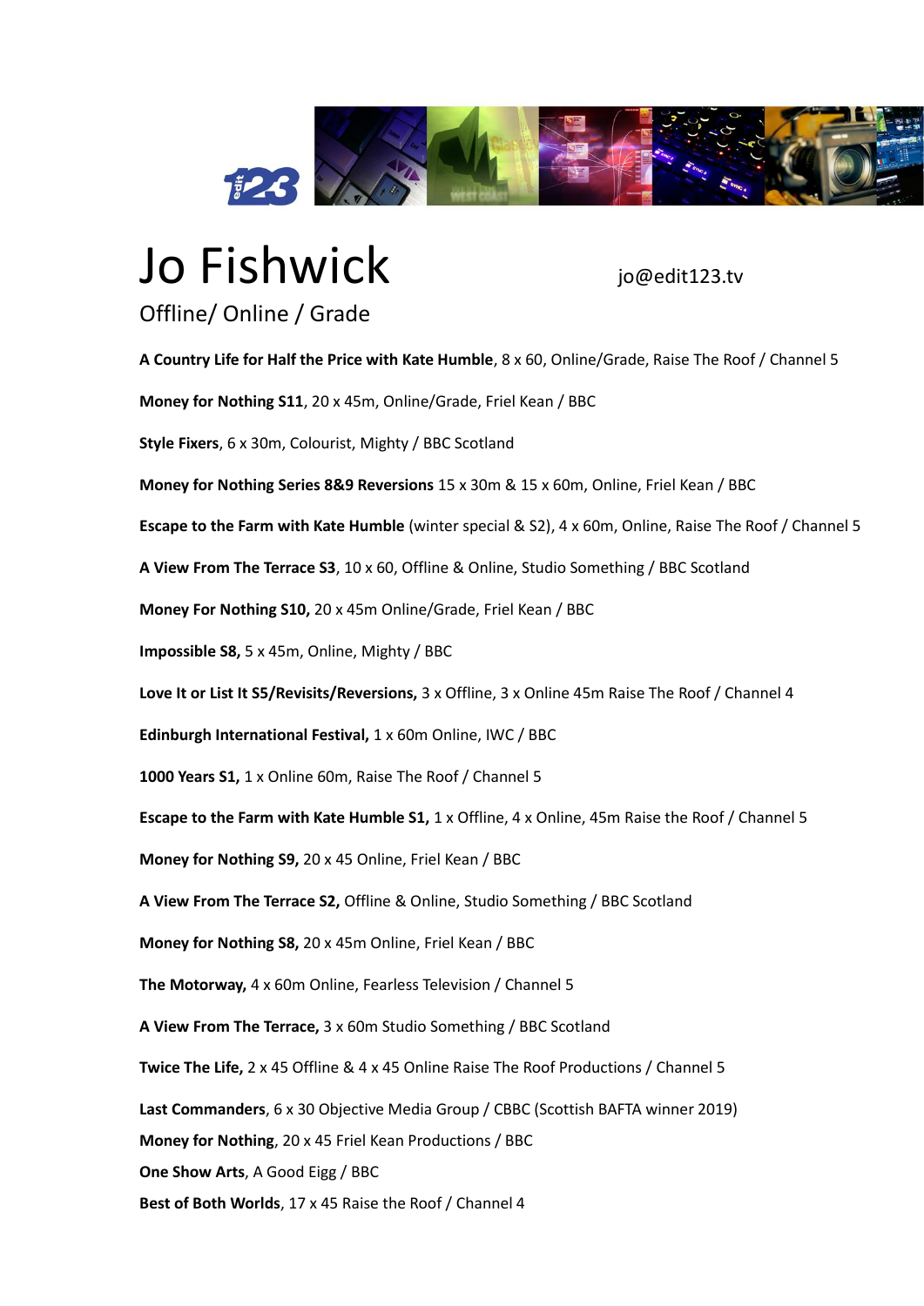# Jo Fishwick

jo@edit123.tv

## Offline/ Online / Grade

**A Country Life for Half the Price with Kate Humble**, 8 x 60, Online/Grade, Raise The Roof / Channel 5

**Money for Nothing S11**, 20 x 45m, Online/Grade, Friel Kean / BBC

**Style Fixers**, 6 x 30m, Colourist, Mighty / BBC Scotland

**Money for Nothing Series 8&9 Reversions** 15 x 30m & 15 x 60m, Online, Friel Kean / BBC

**Escape to the Farm with Kate Humble** (winter special & S2), 4 x 60m, Online, Raise The Roof / Channel 5

**A View From The Terrace S3**, 10 x 60, Offline & Online, Studio Something / BBC Scotland

**Money For Nothing S10,** 20 x 45m Online/Grade, Friel Kean / BBC

**Impossible S8,** 5 x 45m, Online, Mighty / BBC

**Love It or List It S5/Revisits/Reversions,** 3 x Offline, 3 x Online 45m Raise The Roof / Channel 4

**Edinburgh International Festival,** 1 x 60m Online, IWC / BBC

**1000 Years S1,** 1 x Online 60m, Raise The Roof / Channel 5

**Escape to the Farm with Kate Humble S1,** 1 x Offline, 4 x Online, 45m Raise the Roof / Channel 5

**Money for Nothing S9,** 20 x 45 Online, Friel Kean / BBC

**A View From The Terrace S2,** Offline & Online, Studio Something / BBC Scotland

**Money for Nothing S8,** 20 x 45m Online, Friel Kean / BBC

**The Motorway,** 4 x 60m Online, Fearless Television / Channel 5

**A View From The Terrace,** 3 x 60m Studio Something / BBC Scotland

**Twice The Life,** 2 x 45 Offline & 4 x 45 Online Raise The Roof Productions / Channel 5

**Last Commanders**, 6 x 30 Objective Media Group / CBBC (Scottish BAFTA winner 2019)

**Money for Nothing**, 20 x 45 Friel Kean Productions / BBC

**One Show Arts**, A Good Eigg / BBC

**Best of Both Worlds**, 17 x 45 Raise the Roof / Channel 4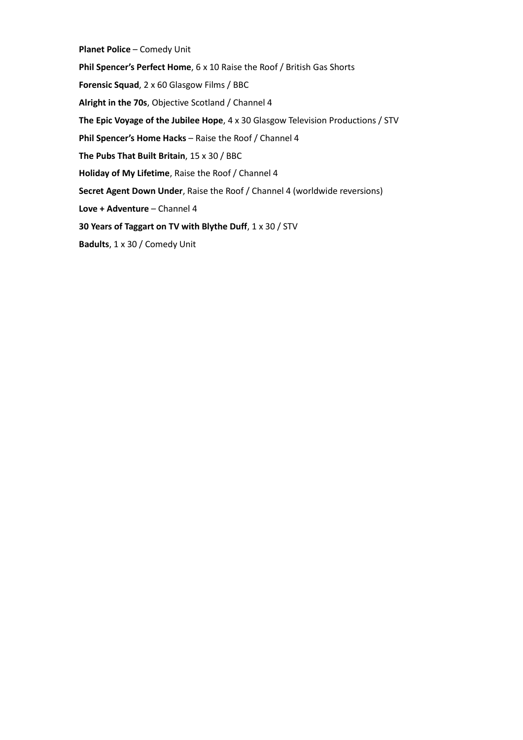**Planet Police** – Comedy Unit

**Phil Spencer's Perfect Home**, 6 x 10 Raise the Roof / British Gas Shorts

**Forensic Squad**, 2 x 60 Glasgow Films / BBC

**Alright in the 70s**, Objective Scotland / Channel 4

**The Epic Voyage of the Jubilee Hope**, 4 x 30 Glasgow Television Productions / STV

**Phil Spencer's Home Hacks** – Raise the Roof / Channel 4

**The Pubs That Built Britain**, 15 x 30 / BBC

**Holiday of My Lifetime**, Raise the Roof / Channel 4

**Secret Agent Down Under**, Raise the Roof / Channel 4 (worldwide reversions)

**Love + Adventure** – Channel 4

**30 Years of Taggart on TV with Blythe Duff**, 1 x 30 / STV

**Badults**, 1 x 30 / Comedy Unit